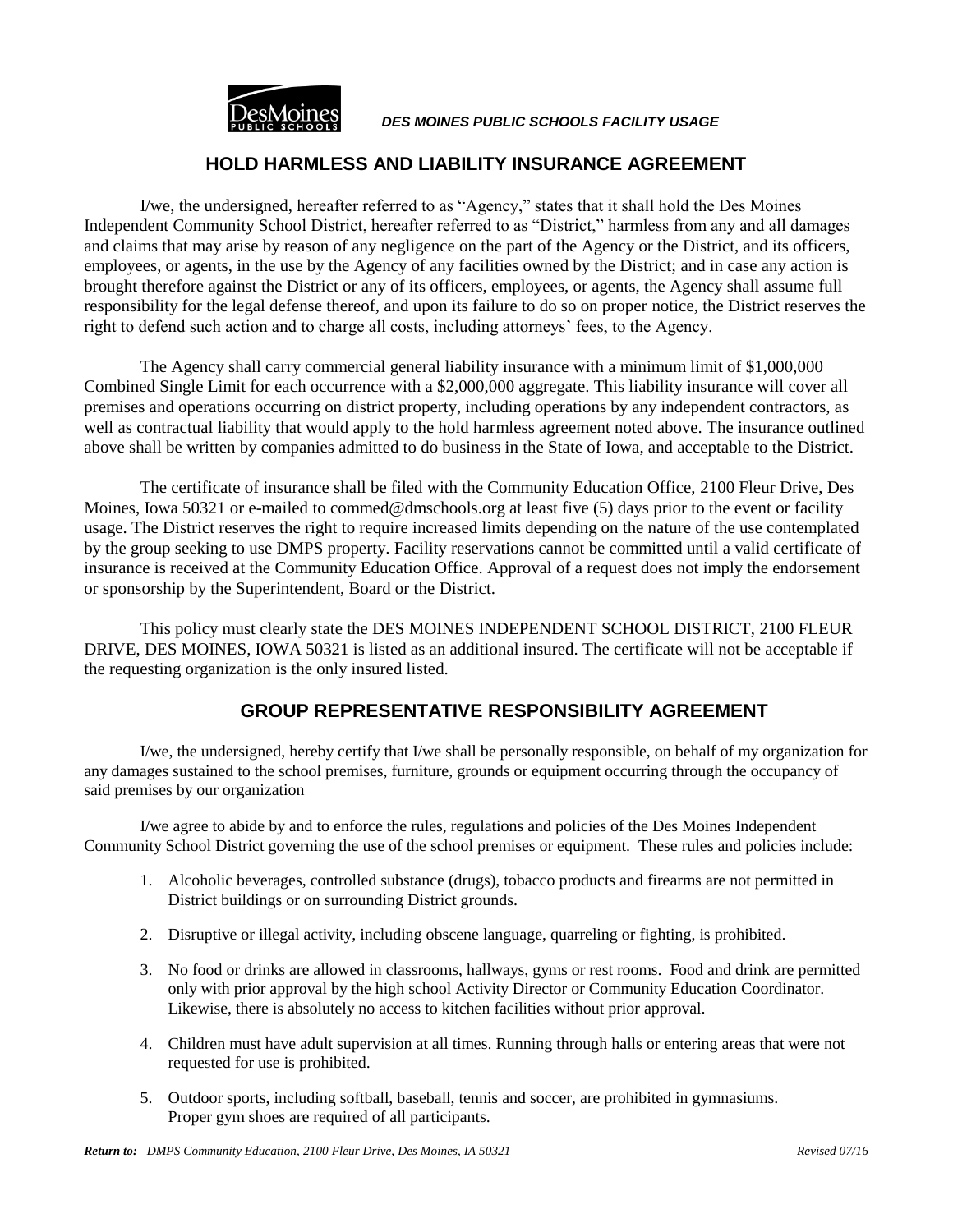*DES MOINES PUBLIC SCHOOLS FACILITY USAGE*

## HOLD HARMLESS AND LIABILITY INSURANCE AGREEMENT

I/we, the undersigned, hereafter referred to as "Agency," states that it shall hold the Des Moines Independent Community School District, hereafter referred to as "District," harmless from any and all damages and claims that may arise by reason of any negligence on the part of the Agency or the District, and its officers, employees, or agents, in the use by the Agency of any facilities owned by the District; and in case any action is brought therefore against the District or any of its officers, employees, or agents, the Agency shall assume full responsibility for the legal defense thereof, and upon its failure to do so on proper notice, the District reserves the right to defend such action and to charge all costs, including attorneys' fees, to the Agency.

The Agency shall carry commercial general liability insurance with a minimum limit of $1,000,000 Combined Single Limit for each occurrence with a $2,000,000 aggregate. This liability insurance will cover all premises and operations occurring on district property, including operations by any independent contractors, as well as contractual liability that would apply to the hold harmless agreement noted above. The insurance outlined above shall be written by companies admitted to do business in the State of Iowa, and acceptable to the District.

The certificate of insurance shall be filed with the Community Education Office, 2100 Fleur Drive, Des Moines, Iowa 50321 or e-mailed to commed@dmschools.org at least five (5) days prior to the event or facility usage. The District reserves the right to require increased limits depending on the nature of the use contemplated by the group seeking to use DMPS property. Facility reservations cannot be committed until a valid certificate of insurance is received at the Community Education Office. Approval of a request does not imply the endorsement or sponsorship by the Superintendent, Board or the District.

This policy must clearly state the DES MOINES INDEPENDENT SCHOOL DISTRICT, 2100 FLEUR DRIVE, DES MOINES, IOWA 50321 is listed as an additional insured. The certificate will not be acceptable if the requesting organization is the only insured listed.

## GROUP REPRESENTATIVE RESPONSIBILITY AGREEMENT

I/we, the undersigned, hereby certify that I/we shall be personally responsible, on behalf of my organization for any damages sustained to the school premises, furniture, grounds or equipment occurring through the occupancy of said premises by our organization

I/we agree to abide by and to enforce the rules, regulations and policies of the Des Moines Independent Community School District governing the use of the school premises or equipment. These rules and policies include:

1. Alcoholic beverages, controlled substance (drugs), tobacco products and firearms are not permitted in District buildings or on surrounding District grounds.

2. Disruptive or illegal activity, including obscene language, quarreling or fighting, is prohibited.

3. No food or drinks are allowed in classrooms, hallways, gyms or rest rooms. Food and drink are permitted only with prior approval by the high school Activity Director or Community Education Coordinator. Likewise, there is absolutely no access to kitchen facilities without prior approval.

4. Children must have adult supervision at all times. Running through halls or entering areas that were not requested for use is prohibited.

5. Outdoor sports, including softball, baseball, tennis and soccer, are prohibited in gymnasiums. Proper gym shoes are required of all participants.

***Return to:*** *DMPS Community Education, 2100 Fleur Drive, Des Moines, IA 50321* *Revised 07/16*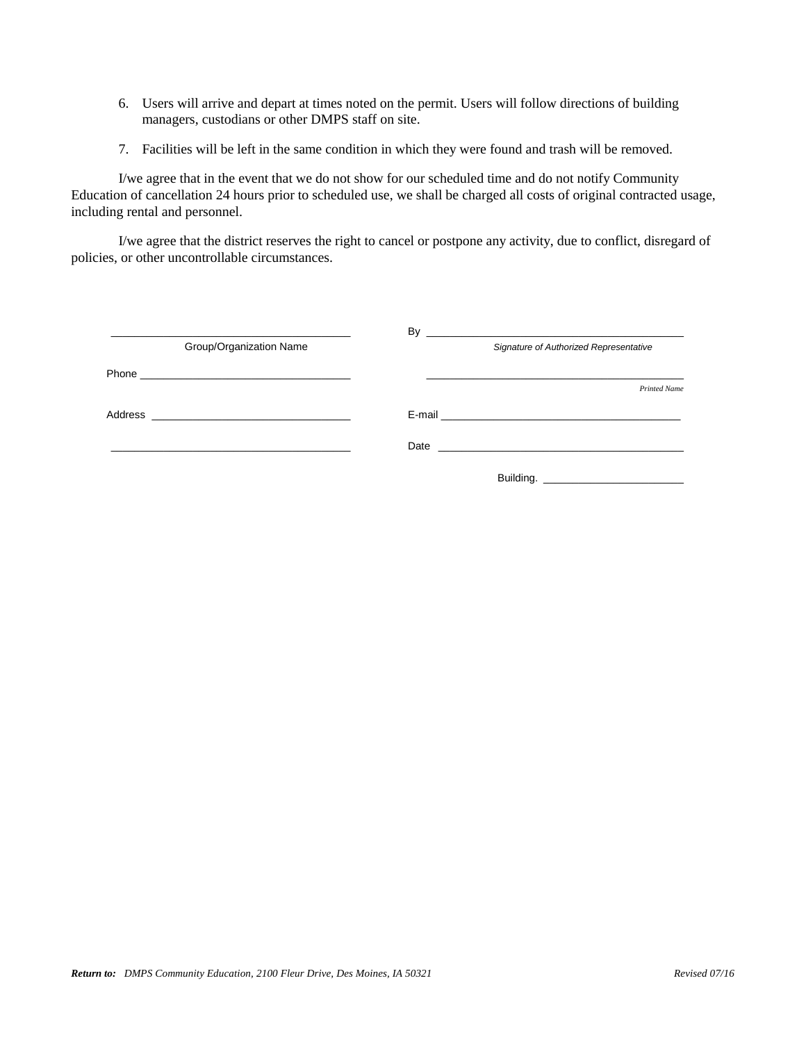6. Users will arrive and depart at times noted on the permit. Users will follow directions of building managers, custodians or other DMPS staff on site.

7. Facilities will be left in the same condition in which they were found and trash will be removed.

I/we agree that in the event that we do not show for our scheduled time and do not notify Community Education of cancellation 24 hours prior to scheduled use, we shall be charged all costs of original contracted usage, including rental and personnel.

I/we agree that the district reserves the right to cancel or postpone any activity, due to conflict, disregard of policies, or other uncontrollable circumstances.

\_\_\_\_\_\_\_\_\_\_\_\_\_\_\_\_\_\_\_\_\_\_\_\_\_\_\_\_\_\_\_\_\_\_\_\_\_\_\_\_
Group/Organization Name

Phone \_\_\_\_\_\_\_\_\_\_\_\_\_\_\_\_\_\_\_\_\_\_\_\_\_\_\_\_\_\_\_\_\_\_\_

Address \_\_\_\_\_\_\_\_\_\_\_\_\_\_\_\_\_\_\_\_\_\_\_\_\_\_\_\_\_\_\_\_\_

\_\_\_\_\_\_\_\_\_\_\_\_\_\_\_\_\_\_\_\_\_\_\_\_\_\_\_\_\_\_\_\_\_\_\_\_\_\_\_\_

By \_\_\_\_\_\_\_\_\_\_\_\_\_\_\_\_\_\_\_\_\_\_\_\_\_\_\_\_\_\_\_\_\_\_\_\_\_\_\_\_\_\_\_
*Signature of Authorized Representative*

\_\_\_\_\_\_\_\_\_\_\_\_\_\_\_\_\_\_\_\_\_\_\_\_\_\_\_\_\_\_\_\_\_\_\_\_\_\_\_\_\_\_\_
*Printed Name*

E-mail \_\_\_\_\_\_\_\_\_\_\_\_\_\_\_\_\_\_\_\_\_\_\_\_\_\_\_\_\_\_\_\_\_\_\_\_\_\_\_\_

Date \_\_\_\_\_\_\_\_\_\_\_\_\_\_\_\_\_\_\_\_\_\_\_\_\_\_\_\_\_\_\_\_\_\_\_\_\_\_\_\_

Building. \_\_\_\_\_\_\_\_\_\_\_\_\_\_\_\_\_\_\_\_\_\_\_\_

***Return to:*** *DMPS Community Education, 2100 Fleur Drive, Des Moines, IA 50321* *Revised 07/16*